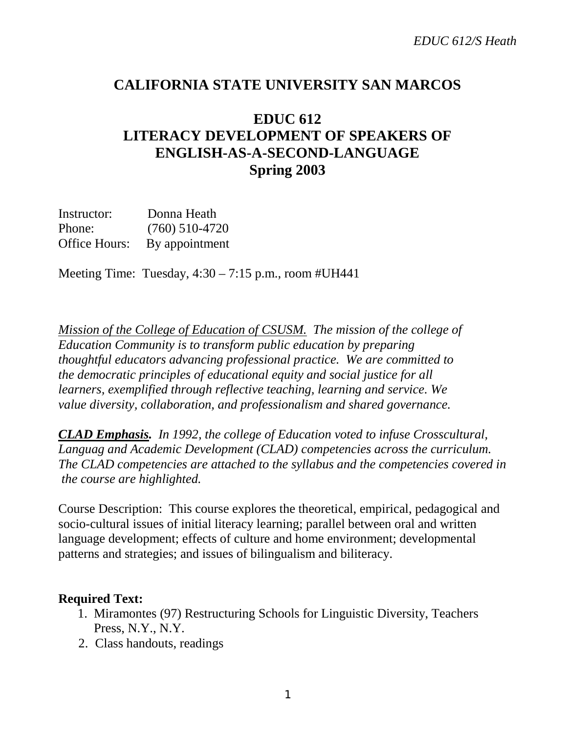# CALIFORNIA STATE UNIVERSITY SAN MARCOS

## EDUC 612
## LITERACY DEVELOPMENT OF SPEAKERS OF ENGLISH-AS-A-SECOND-LANGUAGE
## Spring 2003

Instructor: Donna Heath
Phone: (760) 510-4720
Office Hours: By appointment

Meeting Time: Tuesday, 4:30 – 7:15 p.m., room #UH441

*Mission of the College of Education of CSUSM.* *The mission of the college of Education Community is to transform public education by preparing thoughtful educators advancing professional practice. We are committed to the democratic principles of educational equity and social justice for all learners, exemplified through reflective teaching, learning and service. We value diversity, collaboration, and professionalism and shared governance.*

***CLAD Emphasis.*** *In 1992, the college of Education voted to infuse Crosscultural, Languag and Academic Development (CLAD) competencies across the curriculum. The CLAD competencies are attached to the syllabus and the competencies covered in the course are highlighted.*

Course Description: This course explores the theoretical, empirical, pedagogical and socio-cultural issues of initial literacy learning; parallel between oral and written language development; effects of culture and home environment; developmental patterns and strategies; and issues of bilingualism and biliteracy.

**Required Text:**

1. Miramontes (97) Restructuring Schools for Linguistic Diversity, Teachers Press, N.Y., N.Y.
2. Class handouts, readings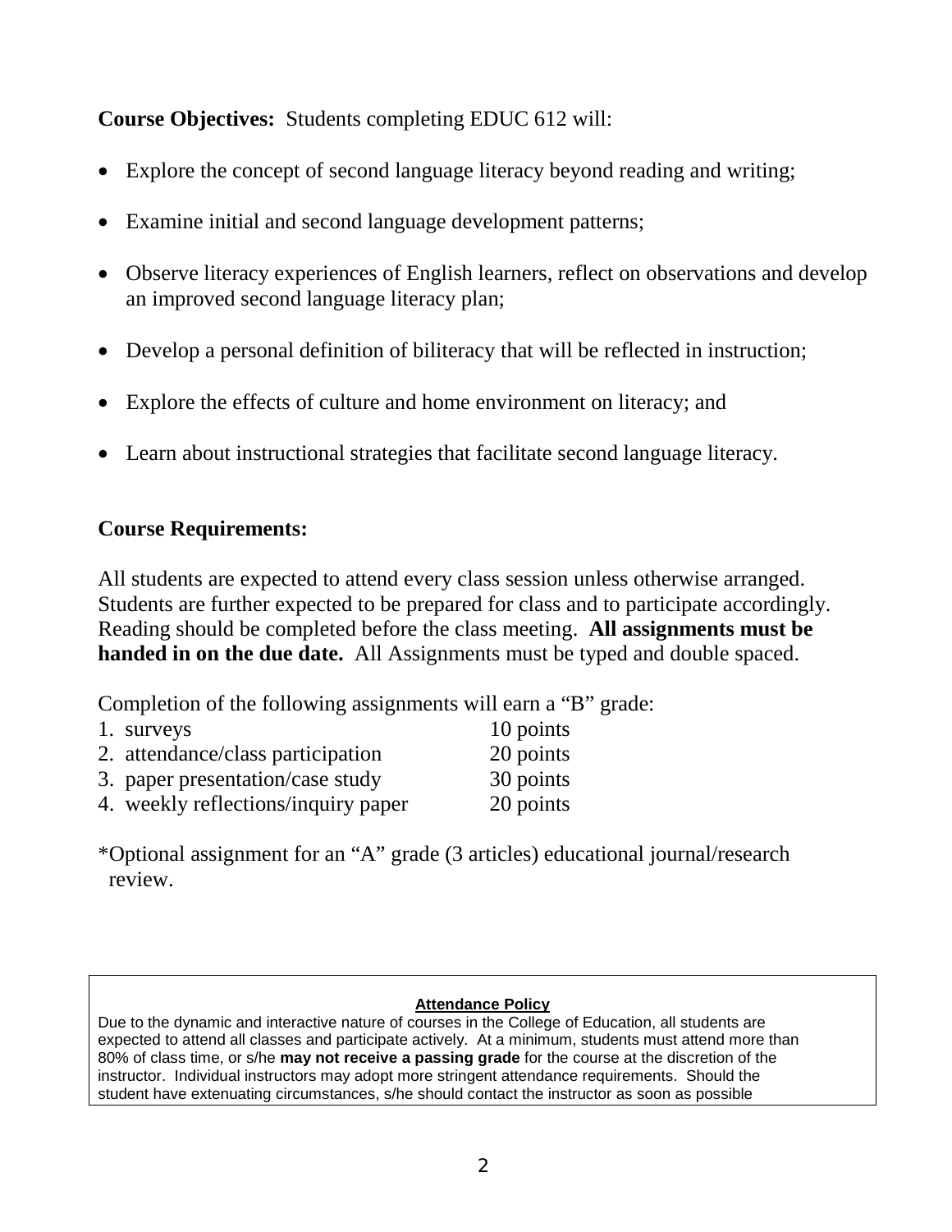**Course Objectives:** Students completing EDUC 612 will:

- Explore the concept of second language literacy beyond reading and writing;
- Examine initial and second language development patterns;
- Observe literacy experiences of English learners, reflect on observations and develop an improved second language literacy plan;
- Develop a personal definition of biliteracy that will be reflected in instruction;
- Explore the effects of culture and home environment on literacy; and
- Learn about instructional strategies that facilitate second language literacy.

**Course Requirements:**

All students are expected to attend every class session unless otherwise arranged. Students are further expected to be prepared for class and to participate accordingly. Reading should be completed before the class meeting. **All assignments must be handed in on the due date.** All Assignments must be typed and double spaced.

Completion of the following assignments will earn a "B" grade:

| | |
|---|---|
| 1. surveys | 10 points |
| 2. attendance/class participation | 20 points |
| 3. paper presentation/case study | 30 points |
| 4. weekly reflections/inquiry paper | 20 points |

*Optional assignment for an "A" grade (3 articles) educational journal/research review.

**Attendance Policy**

Due to the dynamic and interactive nature of courses in the College of Education, all students are expected to attend all classes and participate actively. At a minimum, students must attend more than 80% of class time, or s/he **may not receive a passing grade** for the course at the discretion of the instructor. Individual instructors may adopt more stringent attendance requirements. Should the student have extenuating circumstances, s/he should contact the instructor as soon as possible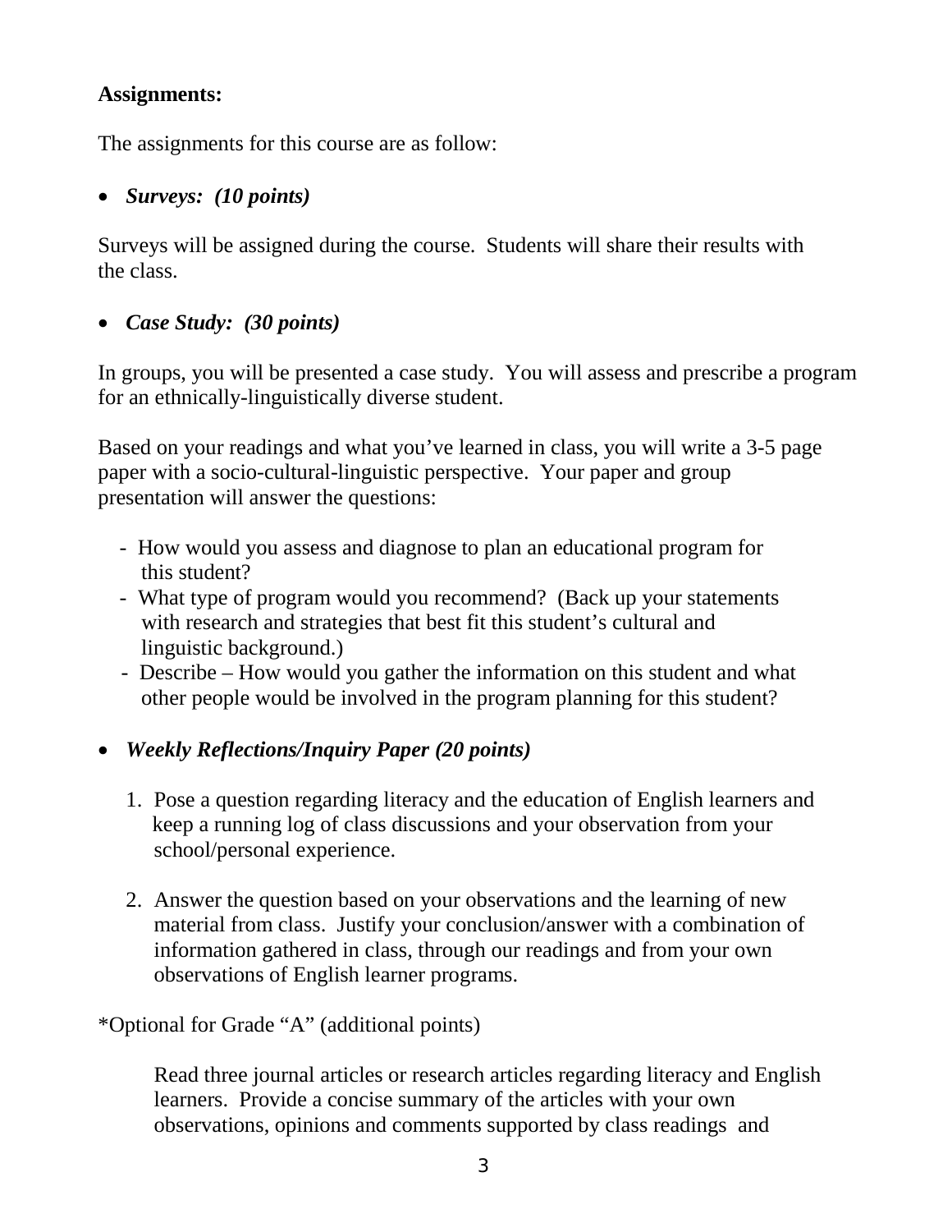**Assignments:**

The assignments for this course are as follow:

- ***Surveys:  (10 points)***

Surveys will be assigned during the course.  Students will share their results with the class.

- ***Case Study:  (30 points)***

In groups, you will be presented a case study.  You will assess and prescribe a program for an ethnically-linguistically diverse student.

Based on your readings and what you've learned in class, you will write a 3-5 page paper with a socio-cultural-linguistic perspective.  Your paper and group presentation will answer the questions:

- How would you assess and diagnose to plan an educational program for this student?
- What type of program would you recommend?  (Back up your statements with research and strategies that best fit this student's cultural and linguistic background.)
- Describe – How would you gather the information on this student and what other people would be involved in the program planning for this student?

- ***Weekly Reflections/Inquiry Paper (20 points)***

1. Pose a question regarding literacy and the education of English learners and keep a running log of class discussions and your observation from your school/personal experience.

2. Answer the question based on your observations and the learning of new material from class.  Justify your conclusion/answer with a combination of information gathered in class, through our readings and from your own observations of English learner programs.

*Optional for Grade "A" (additional points)

Read three journal articles or research articles regarding literacy and English learners.  Provide a concise summary of the articles with your own observations, opinions and comments supported by class readings  and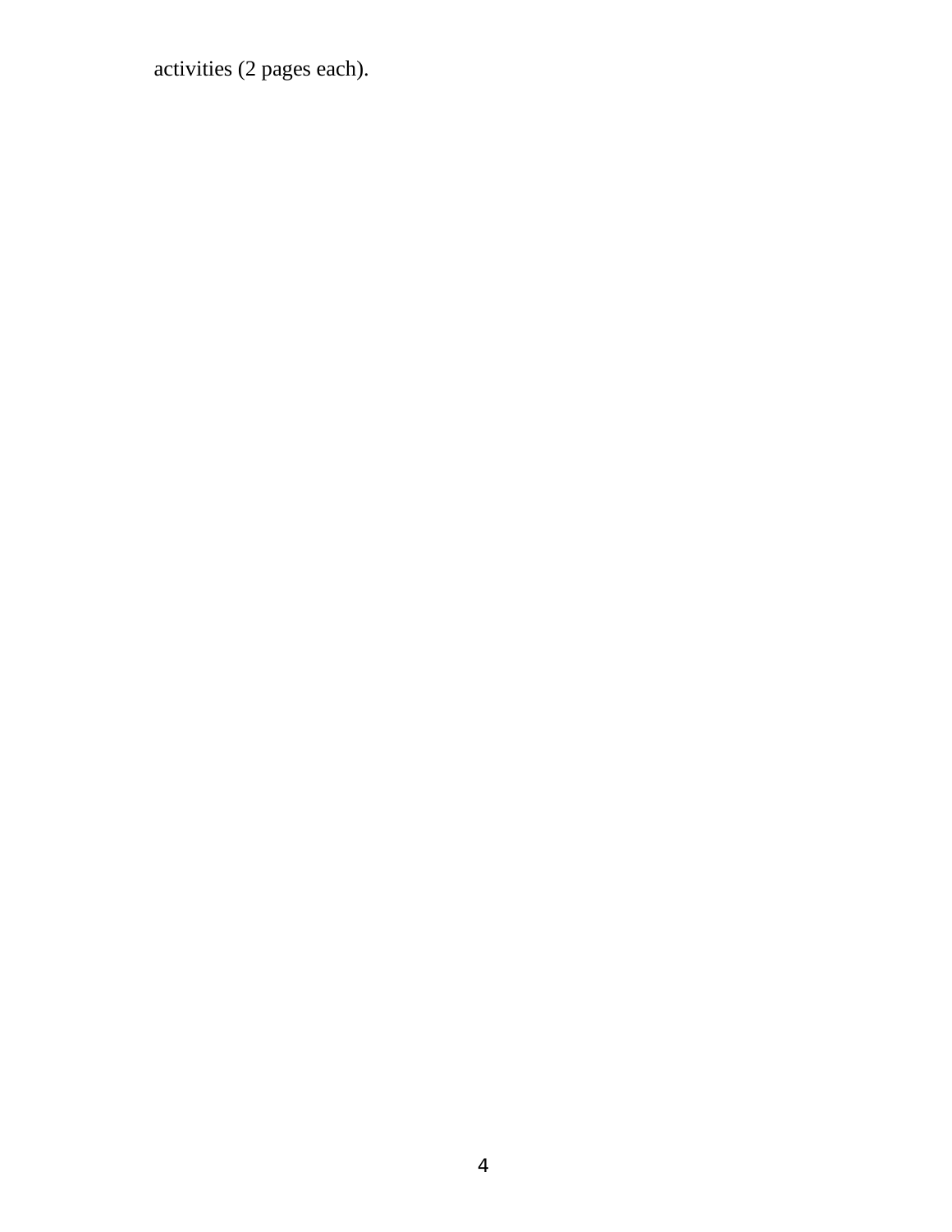activities (2 pages each).